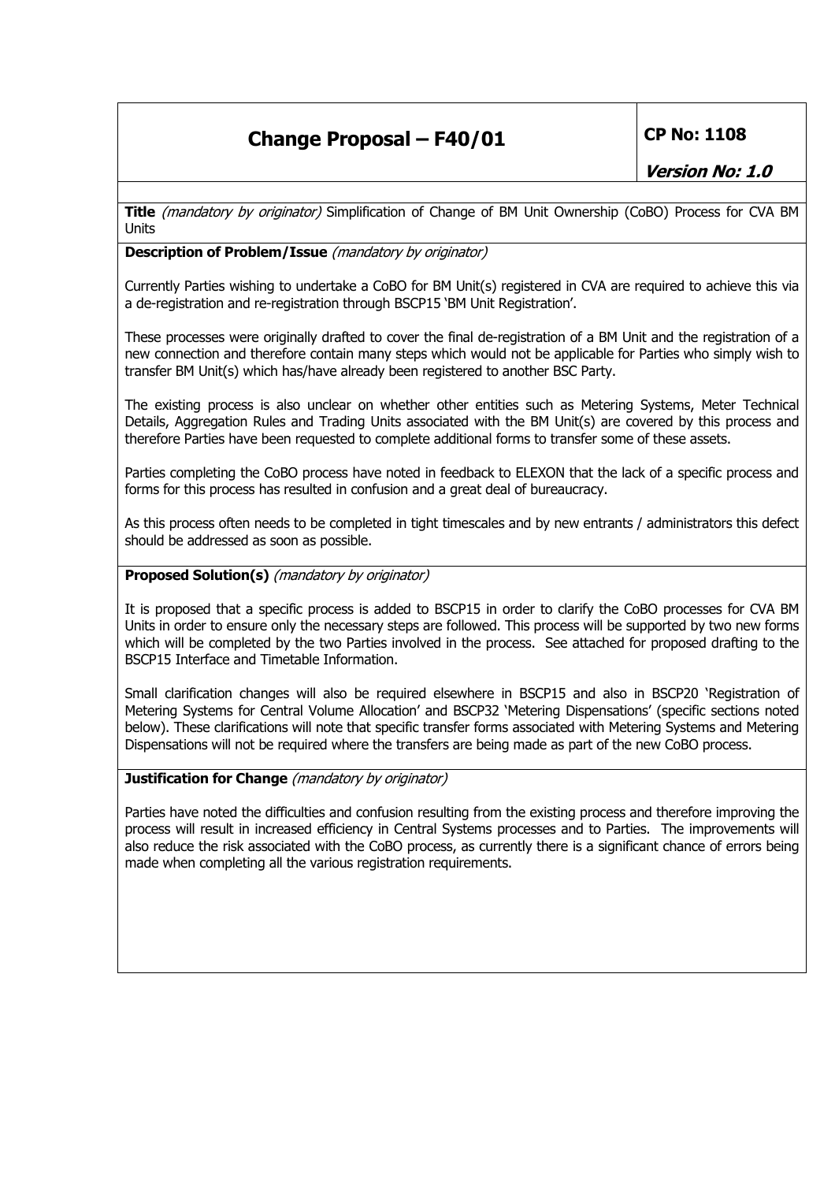# Change Proposal – F40/01

**CP No: 1108**

***Version No: 1.0***

**Title** *(mandatory by originator)* Simplification of Change of BM Unit Ownership (CoBO) Process for CVA BM Units

**Description of Problem/Issue** *(mandatory by originator)*

Currently Parties wishing to undertake a CoBO for BM Unit(s) registered in CVA are required to achieve this via a de-registration and re-registration through BSCP15 'BM Unit Registration'.

These processes were originally drafted to cover the final de-registration of a BM Unit and the registration of a new connection and therefore contain many steps which would not be applicable for Parties who simply wish to transfer BM Unit(s) which has/have already been registered to another BSC Party.

The existing process is also unclear on whether other entities such as Metering Systems, Meter Technical Details, Aggregation Rules and Trading Units associated with the BM Unit(s) are covered by this process and therefore Parties have been requested to complete additional forms to transfer some of these assets.

Parties completing the CoBO process have noted in feedback to ELEXON that the lack of a specific process and forms for this process has resulted in confusion and a great deal of bureaucracy.

As this process often needs to be completed in tight timescales and by new entrants / administrators this defect should be addressed as soon as possible.

**Proposed Solution(s)** *(mandatory by originator)*

It is proposed that a specific process is added to BSCP15 in order to clarify the CoBO processes for CVA BM Units in order to ensure only the necessary steps are followed. This process will be supported by two new forms which will be completed by the two Parties involved in the process. See attached for proposed drafting to the BSCP15 Interface and Timetable Information.

Small clarification changes will also be required elsewhere in BSCP15 and also in BSCP20 'Registration of Metering Systems for Central Volume Allocation' and BSCP32 'Metering Dispensations' (specific sections noted below). These clarifications will note that specific transfer forms associated with Metering Systems and Metering Dispensations will not be required where the transfers are being made as part of the new CoBO process.

**Justification for Change** *(mandatory by originator)*

Parties have noted the difficulties and confusion resulting from the existing process and therefore improving the process will result in increased efficiency in Central Systems processes and to Parties. The improvements will also reduce the risk associated with the CoBO process, as currently there is a significant chance of errors being made when completing all the various registration requirements.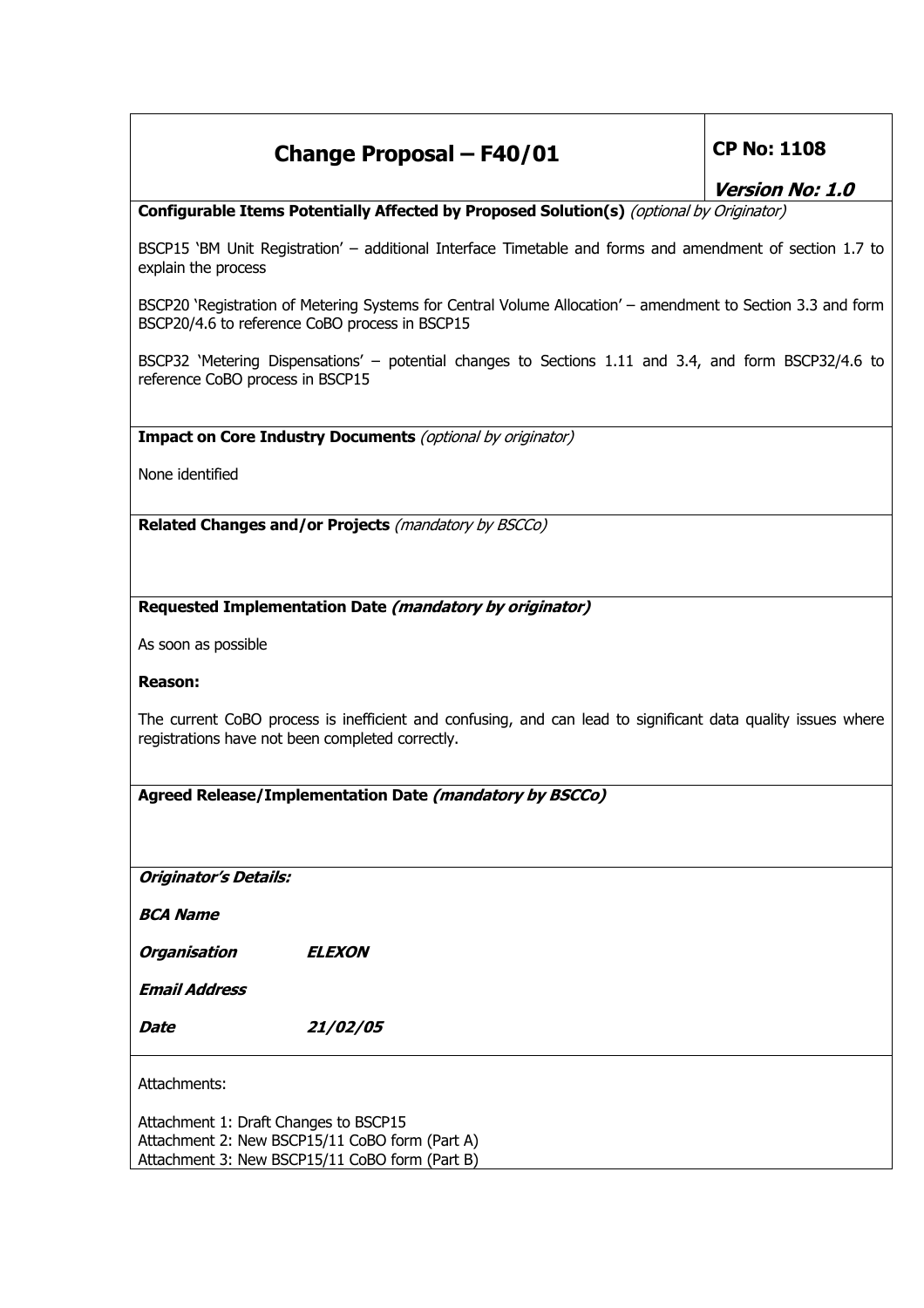| **Change Proposal – F40/01** | **CP No: 1108** *Version No: 1.0* |
|---|---|

**Configurable Items Potentially Affected by Proposed Solution(s)** *(optional by Originator)*

BSCP15 'BM Unit Registration' – additional Interface Timetable and forms and amendment of section 1.7 to explain the process

BSCP20 'Registration of Metering Systems for Central Volume Allocation' – amendment to Section 3.3 and form BSCP20/4.6 to reference CoBO process in BSCP15

BSCP32 'Metering Dispensations' – potential changes to Sections 1.11 and 3.4, and form BSCP32/4.6 to reference CoBO process in BSCP15

**Impact on Core Industry Documents** *(optional by originator)*

None identified

**Related Changes and/or Projects** *(mandatory by BSCCo)*

**Requested Implementation Date *(mandatory by originator)***

As soon as possible

**Reason:**

The current CoBO process is inefficient and confusing, and can lead to significant data quality issues where registrations have not been completed correctly.

**Agreed Release/Implementation Date *(mandatory by BSCCo)***

***Originator's Details:***

***BCA Name***

***Organisation*** ***ELEXON***

***Email Address***

***Date*** ***21/02/05***

Attachments:

Attachment 1: Draft Changes to BSCP15
Attachment 2: New BSCP15/11 CoBO form (Part A)
Attachment 3: New BSCP15/11 CoBO form (Part B)